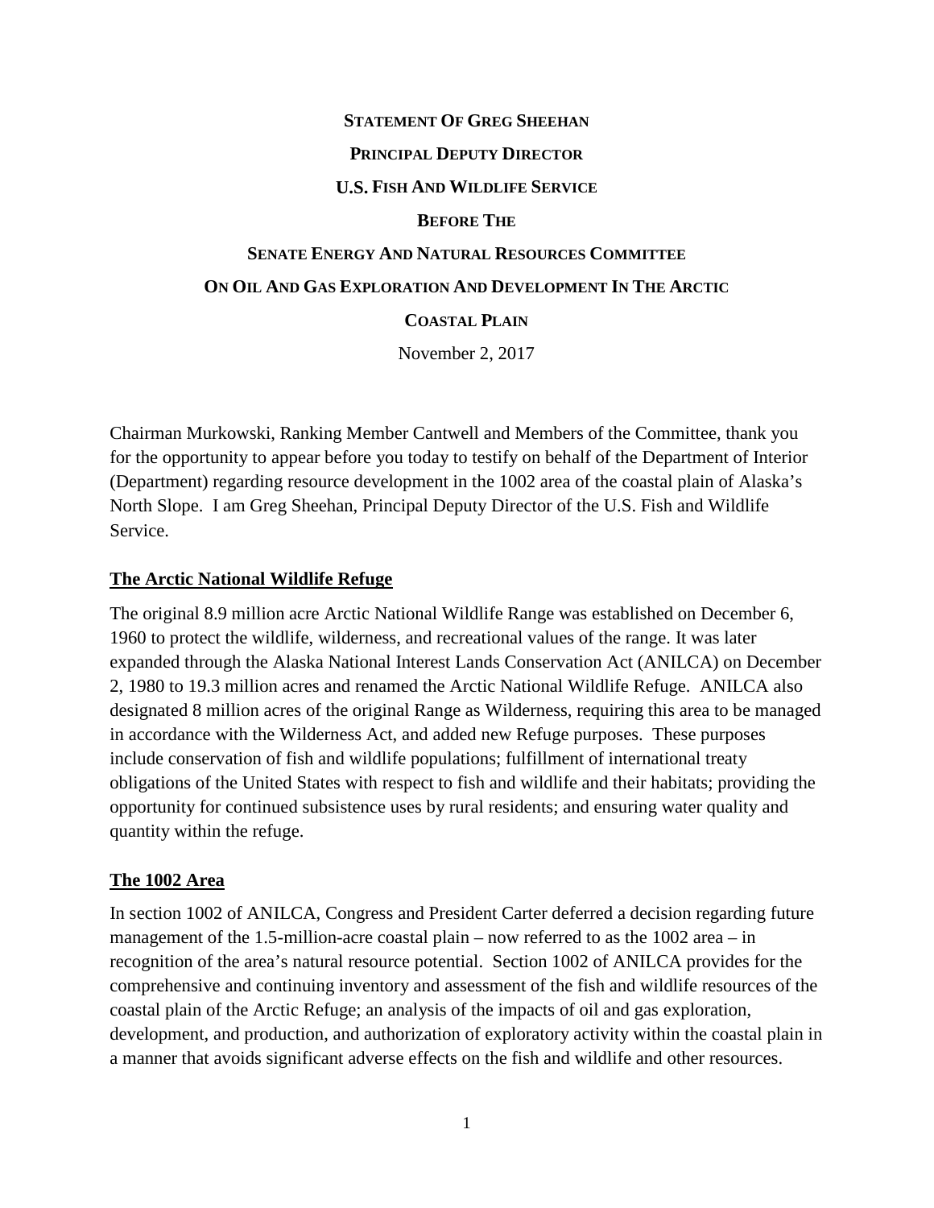**STATEMENT OF GREG SHEEHAN**

**PRINCIPAL DEPUTY DIRECTOR**

**U.S. FISH AND WILDLIFE SERVICE**

**BEFORE THE**

**SENATE ENERGY AND NATURAL RESOURCES COMMITTEE**

**ON OIL AND GAS EXPLORATION AND DEVELOPMENT IN THE ARCTIC COASTAL PLAIN**

November 2, 2017

Chairman Murkowski, Ranking Member Cantwell and Members of the Committee, thank you for the opportunity to appear before you today to testify on behalf of the Department of Interior (Department) regarding resource development in the 1002 area of the coastal plain of Alaska's North Slope. I am Greg Sheehan, Principal Deputy Director of the U.S. Fish and Wildlife Service.

## The Arctic National Wildlife Refuge

The original 8.9 million acre Arctic National Wildlife Range was established on December 6, 1960 to protect the wildlife, wilderness, and recreational values of the range. It was later expanded through the Alaska National Interest Lands Conservation Act (ANILCA) on December 2, 1980 to 19.3 million acres and renamed the Arctic National Wildlife Refuge. ANILCA also designated 8 million acres of the original Range as Wilderness, requiring this area to be managed in accordance with the Wilderness Act, and added new Refuge purposes. These purposes include conservation of fish and wildlife populations; fulfillment of international treaty obligations of the United States with respect to fish and wildlife and their habitats; providing the opportunity for continued subsistence uses by rural residents; and ensuring water quality and quantity within the refuge.

## The 1002 Area

In section 1002 of ANILCA, Congress and President Carter deferred a decision regarding future management of the 1.5-million-acre coastal plain – now referred to as the 1002 area – in recognition of the area's natural resource potential. Section 1002 of ANILCA provides for the comprehensive and continuing inventory and assessment of the fish and wildlife resources of the coastal plain of the Arctic Refuge; an analysis of the impacts of oil and gas exploration, development, and production, and authorization of exploratory activity within the coastal plain in a manner that avoids significant adverse effects on the fish and wildlife and other resources.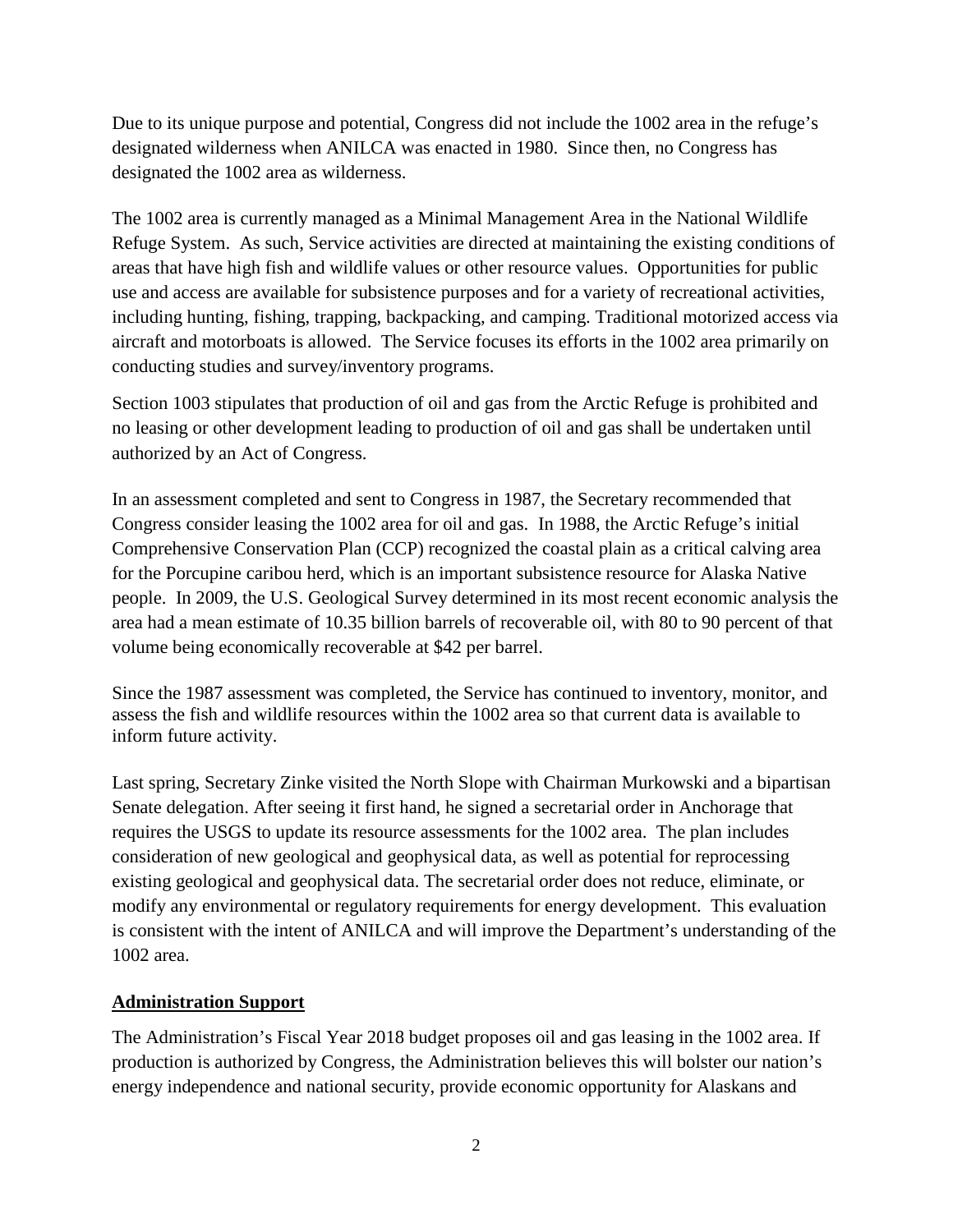Due to its unique purpose and potential, Congress did not include the 1002 area in the refuge's designated wilderness when ANILCA was enacted in 1980. Since then, no Congress has designated the 1002 area as wilderness.

The 1002 area is currently managed as a Minimal Management Area in the National Wildlife Refuge System. As such, Service activities are directed at maintaining the existing conditions of areas that have high fish and wildlife values or other resource values. Opportunities for public use and access are available for subsistence purposes and for a variety of recreational activities, including hunting, fishing, trapping, backpacking, and camping. Traditional motorized access via aircraft and motorboats is allowed. The Service focuses its efforts in the 1002 area primarily on conducting studies and survey/inventory programs.

Section 1003 stipulates that production of oil and gas from the Arctic Refuge is prohibited and no leasing or other development leading to production of oil and gas shall be undertaken until authorized by an Act of Congress.

In an assessment completed and sent to Congress in 1987, the Secretary recommended that Congress consider leasing the 1002 area for oil and gas. In 1988, the Arctic Refuge's initial Comprehensive Conservation Plan (CCP) recognized the coastal plain as a critical calving area for the Porcupine caribou herd, which is an important subsistence resource for Alaska Native people. In 2009, the U.S. Geological Survey determined in its most recent economic analysis the area had a mean estimate of 10.35 billion barrels of recoverable oil, with 80 to 90 percent of that volume being economically recoverable at $42 per barrel.

Since the 1987 assessment was completed, the Service has continued to inventory, monitor, and assess the fish and wildlife resources within the 1002 area so that current data is available to inform future activity.

Last spring, Secretary Zinke visited the North Slope with Chairman Murkowski and a bipartisan Senate delegation. After seeing it first hand, he signed a secretarial order in Anchorage that requires the USGS to update its resource assessments for the 1002 area. The plan includes consideration of new geological and geophysical data, as well as potential for reprocessing existing geological and geophysical data. The secretarial order does not reduce, eliminate, or modify any environmental or regulatory requirements for energy development. This evaluation is consistent with the intent of ANILCA and will improve the Department's understanding of the 1002 area.

## Administration Support

The Administration's Fiscal Year 2018 budget proposes oil and gas leasing in the 1002 area. If production is authorized by Congress, the Administration believes this will bolster our nation's energy independence and national security, provide economic opportunity for Alaskans and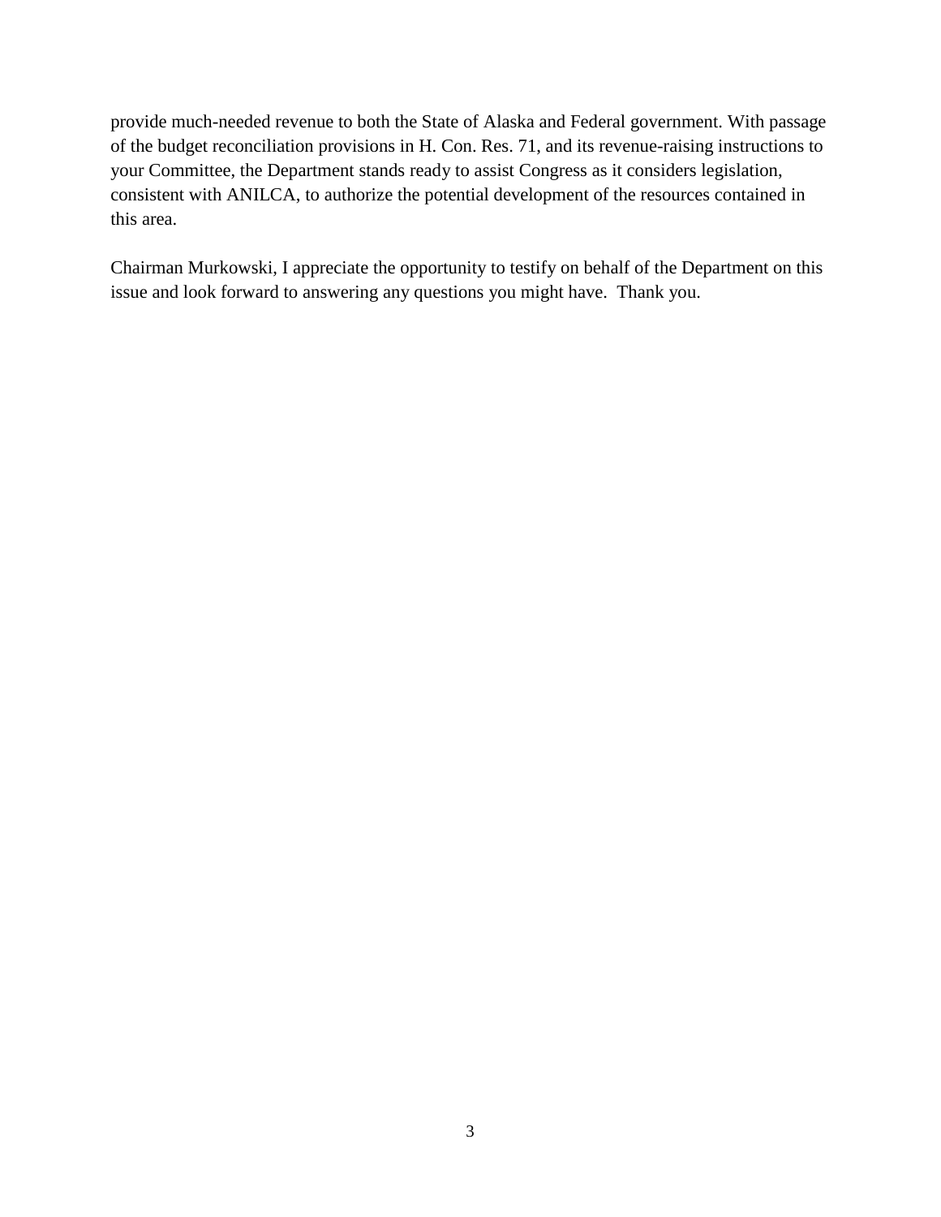provide much-needed revenue to both the State of Alaska and Federal government. With passage of the budget reconciliation provisions in H. Con. Res. 71, and its revenue-raising instructions to your Committee, the Department stands ready to assist Congress as it considers legislation, consistent with ANILCA, to authorize the potential development of the resources contained in this area.

Chairman Murkowski, I appreciate the opportunity to testify on behalf of the Department on this issue and look forward to answering any questions you might have. Thank you.